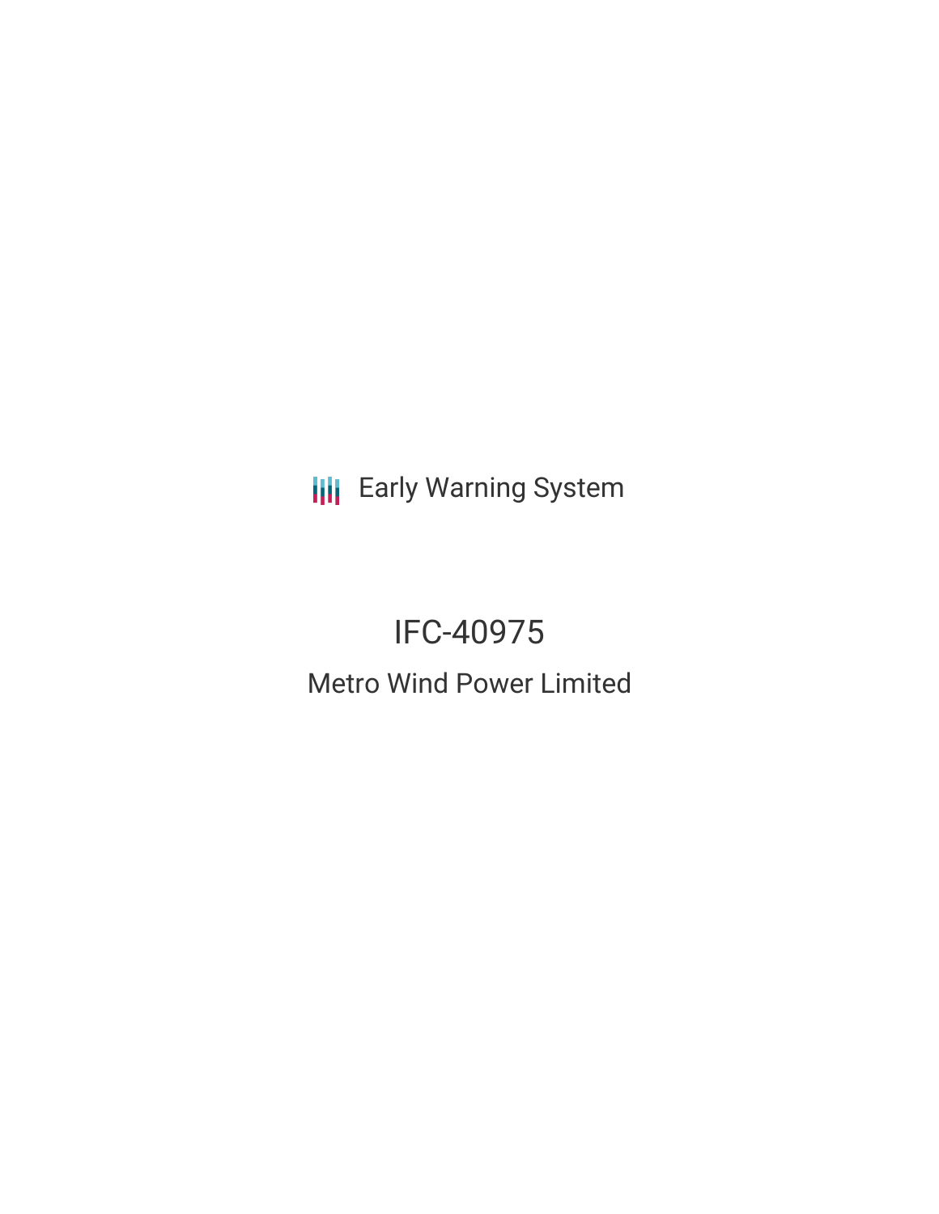Early Warning System

# IFC-40975

## Metro Wind Power Limited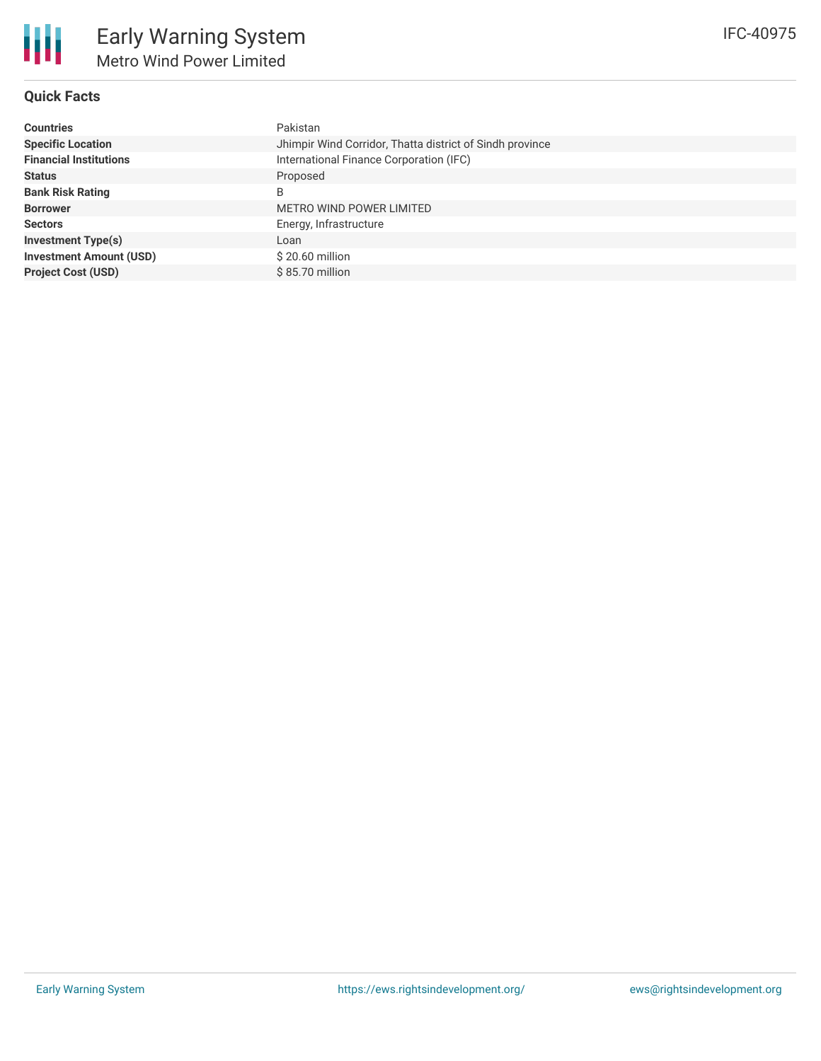# Early Warning System

## Metro Wind Power Limited

IFC-40975

### Quick Facts

| | |
|---|---|
| **Countries** | Pakistan |
| **Specific Location** | Jhimpir Wind Corridor, Thatta district of Sindh province |
| **Financial Institutions** | International Finance Corporation (IFC) |
| **Status** | Proposed |
| **Bank Risk Rating** | B |
| **Borrower** | METRO WIND POWER LIMITED |
| **Sectors** | Energy, Infrastructure |
| **Investment Type(s)** | Loan |
| **Investment Amount (USD)** | $ 20.60 million |
| **Project Cost (USD)** | $ 85.70 million |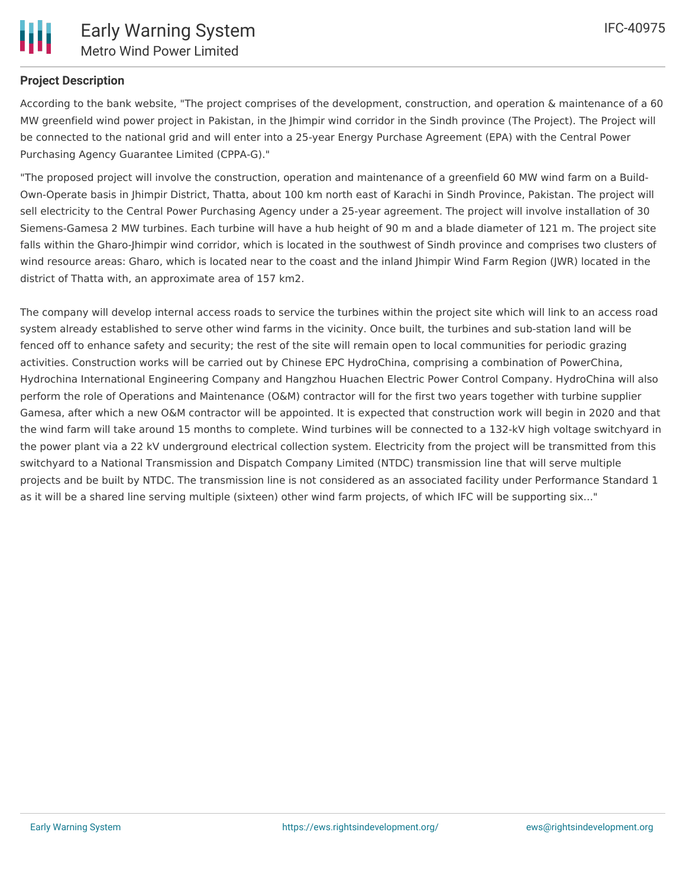### Project Description

According to the bank website, "The project comprises of the development, construction, and operation & maintenance of a 60 MW greenfield wind power project in Pakistan, in the Jhimpir wind corridor in the Sindh province (The Project). The Project will be connected to the national grid and will enter into a 25-year Energy Purchase Agreement (EPA) with the Central Power Purchasing Agency Guarantee Limited (CPPA-G)."

"The proposed project will involve the construction, operation and maintenance of a greenfield 60 MW wind farm on a Build-Own-Operate basis in Jhimpir District, Thatta, about 100 km north east of Karachi in Sindh Province, Pakistan. The project will sell electricity to the Central Power Purchasing Agency under a 25-year agreement. The project will involve installation of 30 Siemens-Gamesa 2 MW turbines. Each turbine will have a hub height of 90 m and a blade diameter of 121 m. The project site falls within the Gharo-Jhimpir wind corridor, which is located in the southwest of Sindh province and comprises two clusters of wind resource areas: Gharo, which is located near to the coast and the inland Jhimpir Wind Farm Region (JWR) located in the district of Thatta with, an approximate area of 157 km2.

The company will develop internal access roads to service the turbines within the project site which will link to an access road system already established to serve other wind farms in the vicinity. Once built, the turbines and sub-station land will be fenced off to enhance safety and security; the rest of the site will remain open to local communities for periodic grazing activities. Construction works will be carried out by Chinese EPC HydroChina, comprising a combination of PowerChina, Hydrochina International Engineering Company and Hangzhou Huachen Electric Power Control Company. HydroChina will also perform the role of Operations and Maintenance (O&M) contractor will for the first two years together with turbine supplier Gamesa, after which a new O&M contractor will be appointed. It is expected that construction work will begin in 2020 and that the wind farm will take around 15 months to complete. Wind turbines will be connected to a 132-kV high voltage switchyard in the power plant via a 22 kV underground electrical collection system. Electricity from the project will be transmitted from this switchyard to a National Transmission and Dispatch Company Limited (NTDC) transmission line that will serve multiple projects and be built by NTDC. The transmission line is not considered as an associated facility under Performance Standard 1 as it will be a shared line serving multiple (sixteen) other wind farm projects, of which IFC will be supporting six..."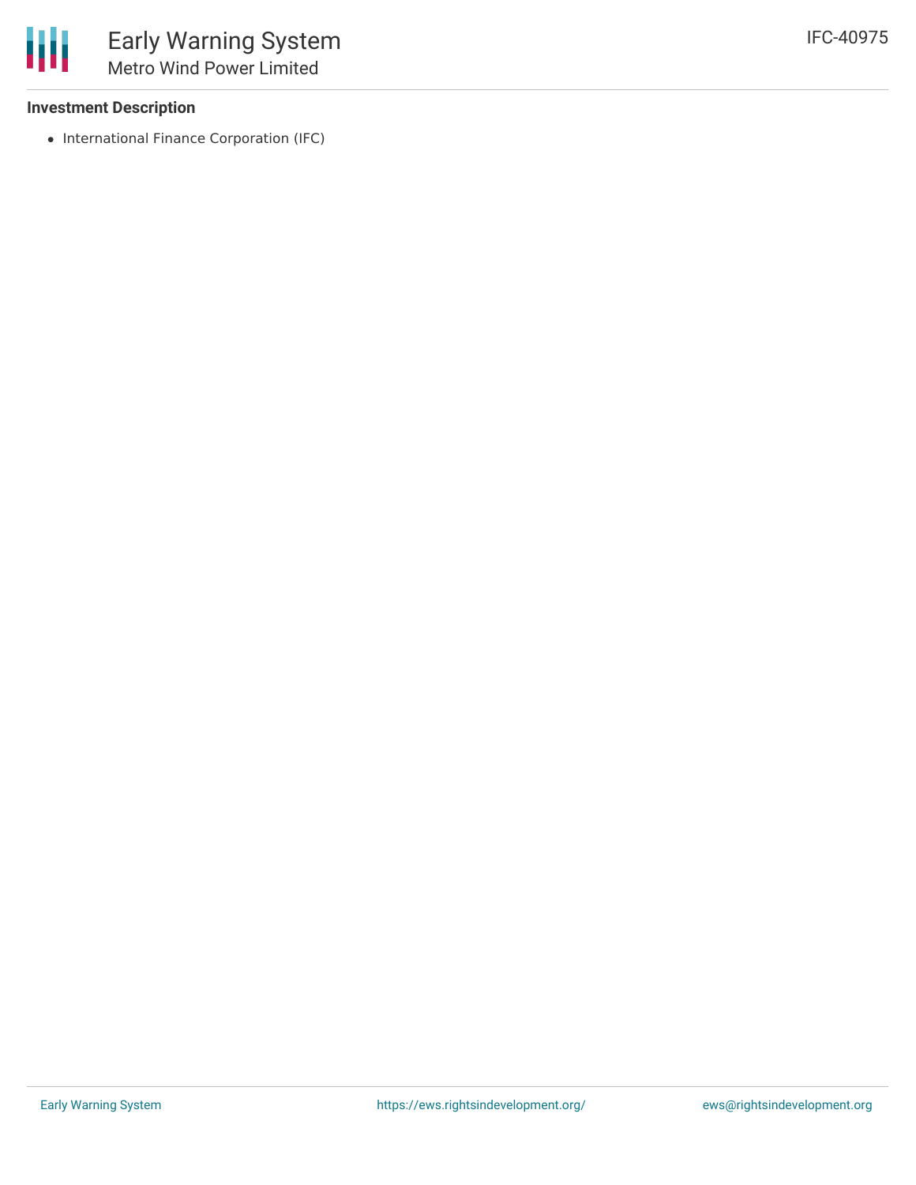### Investment Description

- International Finance Corporation (IFC)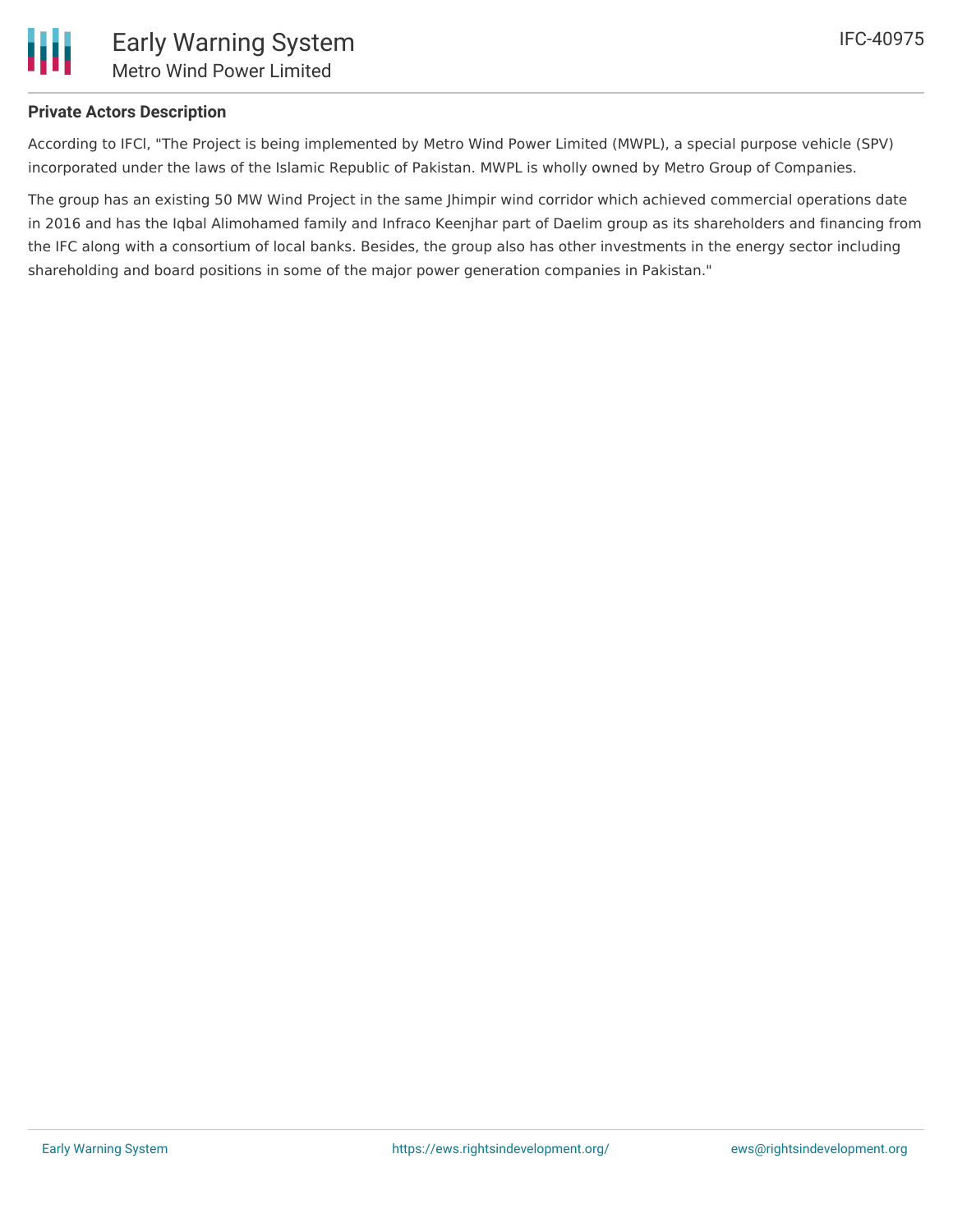**Private Actors Description**

According to IFCl, "The Project is being implemented by Metro Wind Power Limited (MWPL), a special purpose vehicle (SPV) incorporated under the laws of the Islamic Republic of Pakistan. MWPL is wholly owned by Metro Group of Companies.

The group has an existing 50 MW Wind Project in the same Jhimpir wind corridor which achieved commercial operations date in 2016 and has the Iqbal Alimohamed family and Infraco Keenjhar part of Daelim group as its shareholders and financing from the IFC along with a consortium of local banks. Besides, the group also has other investments in the energy sector including shareholding and board positions in some of the major power generation companies in Pakistan."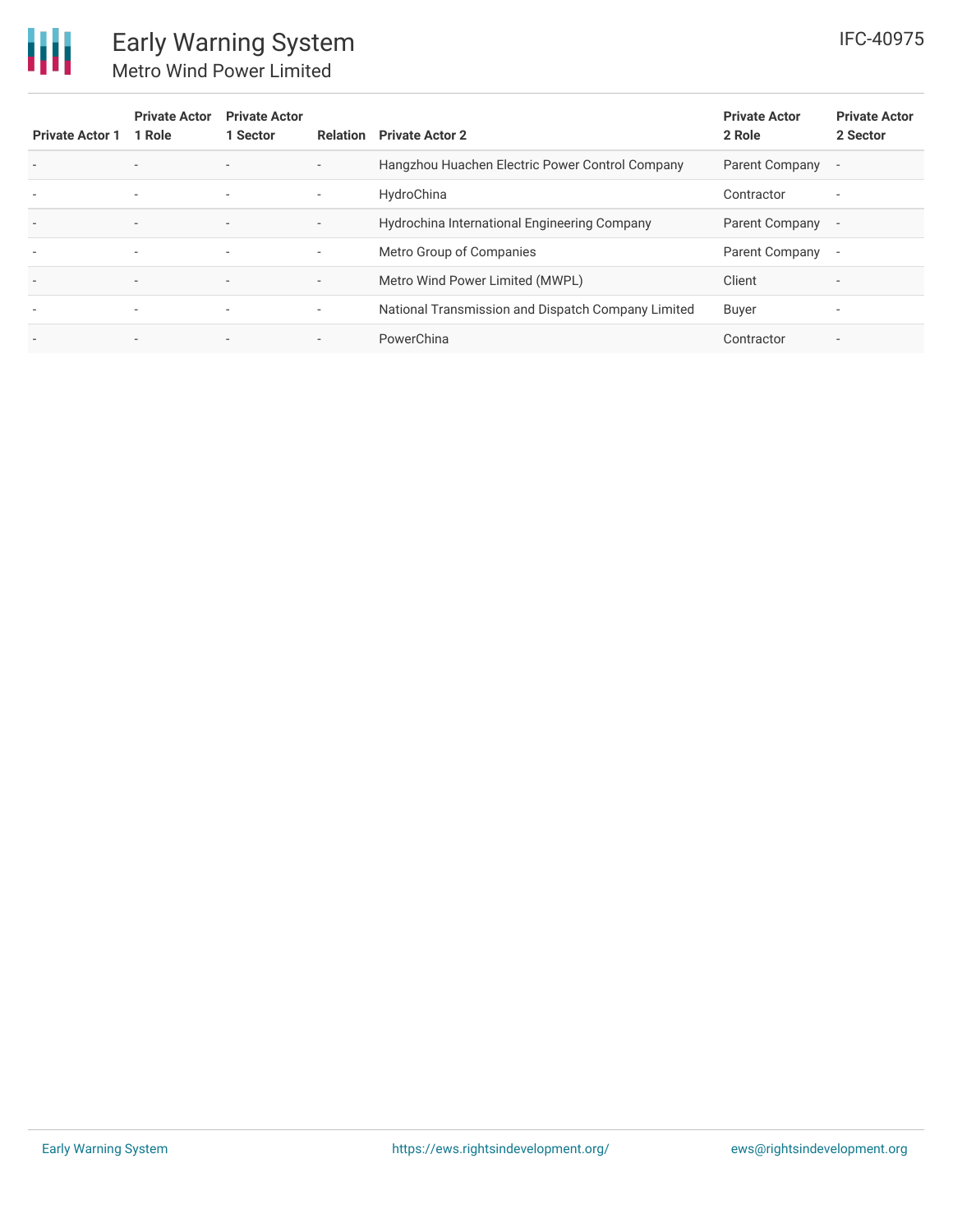| Private Actor 1 | Private Actor 1 Role | Private Actor 1 Sector | Relation | Private Actor 2 | Private Actor 2 Role | Private Actor 2 Sector |
|---|---|---|---|---|---|---|
| - | - | - | - | Hangzhou Huachen Electric Power Control Company | Parent Company | - |
| - | - | - | - | HydroChina | Contractor | - |
| - | - | - | - | Hydrochina International Engineering Company | Parent Company | - |
| - | - | - | - | Metro Group of Companies | Parent Company | - |
| - | - | - | - | Metro Wind Power Limited (MWPL) | Client | - |
| - | - | - | - | National Transmission and Dispatch Company Limited | Buyer | - |
| - | - | - | - | PowerChina | Contractor | - |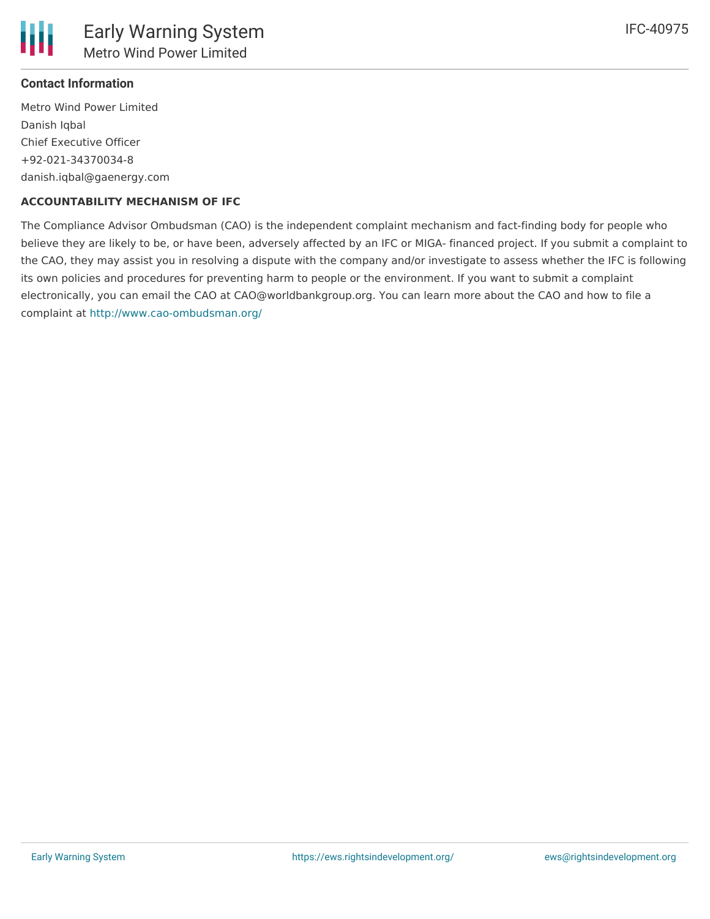### Contact Information

Metro Wind Power Limited
Danish Iqbal
Chief Executive Officer
+92-021-34370034-8
danish.iqbal@gaenergy.com

**ACCOUNTABILITY MECHANISM OF IFC**

The Compliance Advisor Ombudsman (CAO) is the independent complaint mechanism and fact-finding body for people who believe they are likely to be, or have been, adversely affected by an IFC or MIGA- financed project. If you submit a complaint to the CAO, they may assist you in resolving a dispute with the company and/or investigate to assess whether the IFC is following its own policies and procedures for preventing harm to people or the environment. If you want to submit a complaint electronically, you can email the CAO at CAO@worldbankgroup.org. You can learn more about the CAO and how to file a complaint at http://www.cao-ombudsman.org/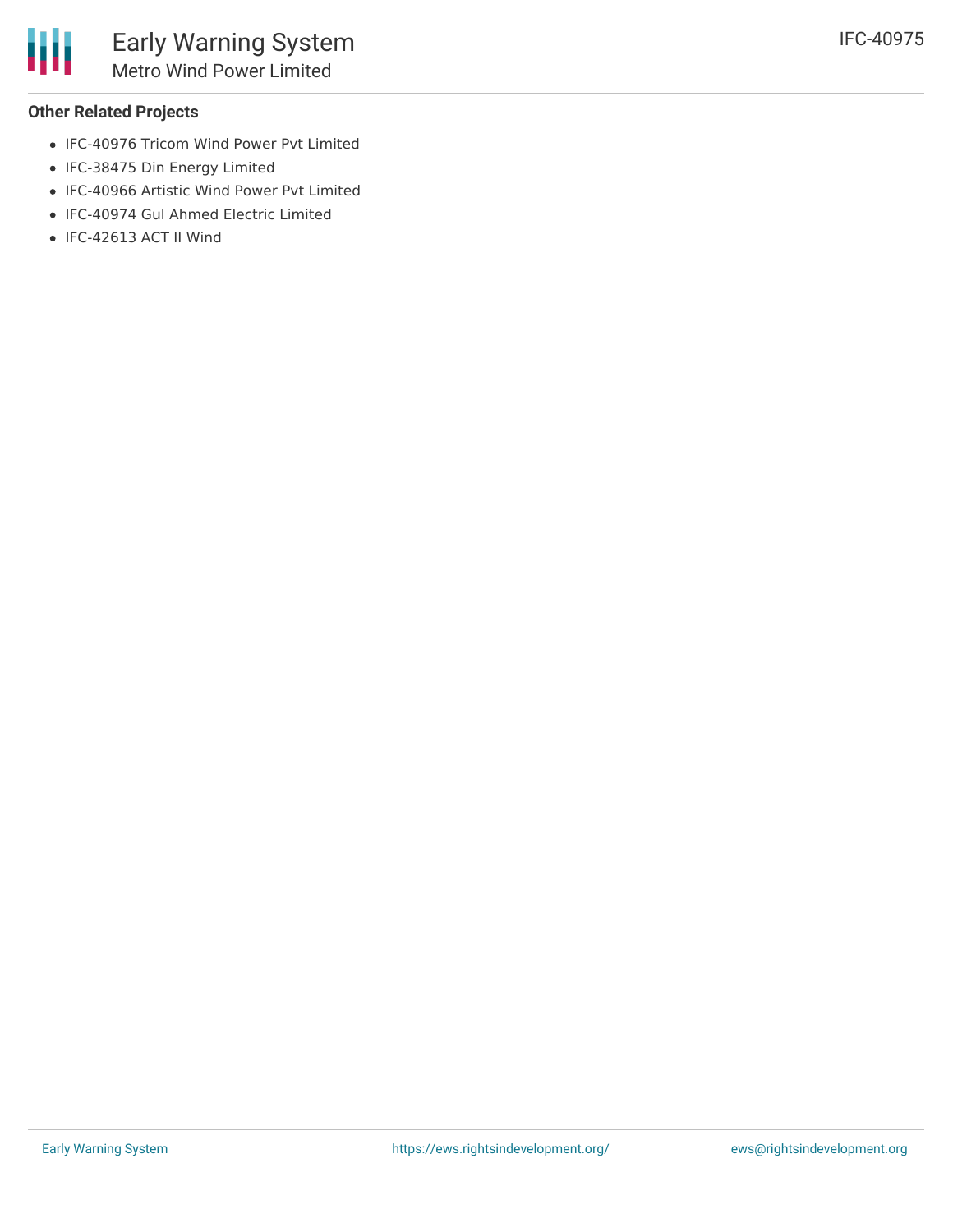## Other Related Projects

- IFC-40976 Tricom Wind Power Pvt Limited
- IFC-38475 Din Energy Limited
- IFC-40966 Artistic Wind Power Pvt Limited
- IFC-40974 Gul Ahmed Electric Limited
- IFC-42613 ACT II Wind